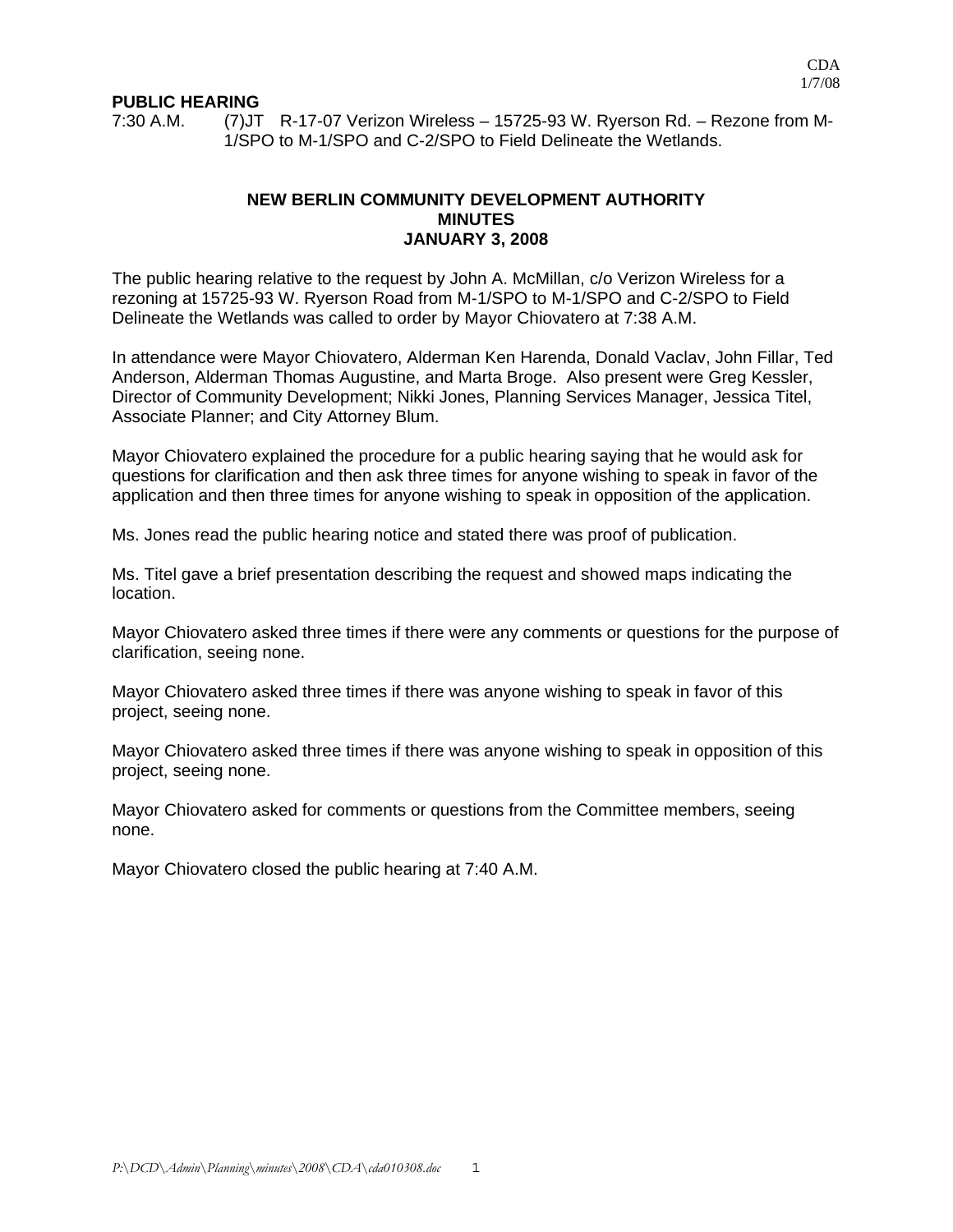CDA
1/7/08

**PUBLIC HEARING**

7:30 A.M. (7)JT R-17-07 Verizon Wireless – 15725-93 W. Ryerson Rd. – Rezone from M-1/SPO to M-1/SPO and C-2/SPO to Field Delineate the Wetlands.

## NEW BERLIN COMMUNITY DEVELOPMENT AUTHORITY
## MINUTES
## JANUARY 3, 2008

The public hearing relative to the request by John A. McMillan, c/o Verizon Wireless for a rezoning at 15725-93 W. Ryerson Road from M-1/SPO to M-1/SPO and C-2/SPO to Field Delineate the Wetlands was called to order by Mayor Chiovatero at 7:38 A.M.

In attendance were Mayor Chiovatero, Alderman Ken Harenda, Donald Vaclav, John Fillar, Ted Anderson, Alderman Thomas Augustine, and Marta Broge. Also present were Greg Kessler, Director of Community Development; Nikki Jones, Planning Services Manager, Jessica Titel, Associate Planner; and City Attorney Blum.

Mayor Chiovatero explained the procedure for a public hearing saying that he would ask for questions for clarification and then ask three times for anyone wishing to speak in favor of the application and then three times for anyone wishing to speak in opposition of the application.

Ms. Jones read the public hearing notice and stated there was proof of publication.

Ms. Titel gave a brief presentation describing the request and showed maps indicating the location.

Mayor Chiovatero asked three times if there were any comments or questions for the purpose of clarification, seeing none.

Mayor Chiovatero asked three times if there was anyone wishing to speak in favor of this project, seeing none.

Mayor Chiovatero asked three times if there was anyone wishing to speak in opposition of this project, seeing none.

Mayor Chiovatero asked for comments or questions from the Committee members, seeing none.

Mayor Chiovatero closed the public hearing at 7:40 A.M.

*P:\DCD\Admin\Planning\minutes\2008\CDA\cda010308.doc*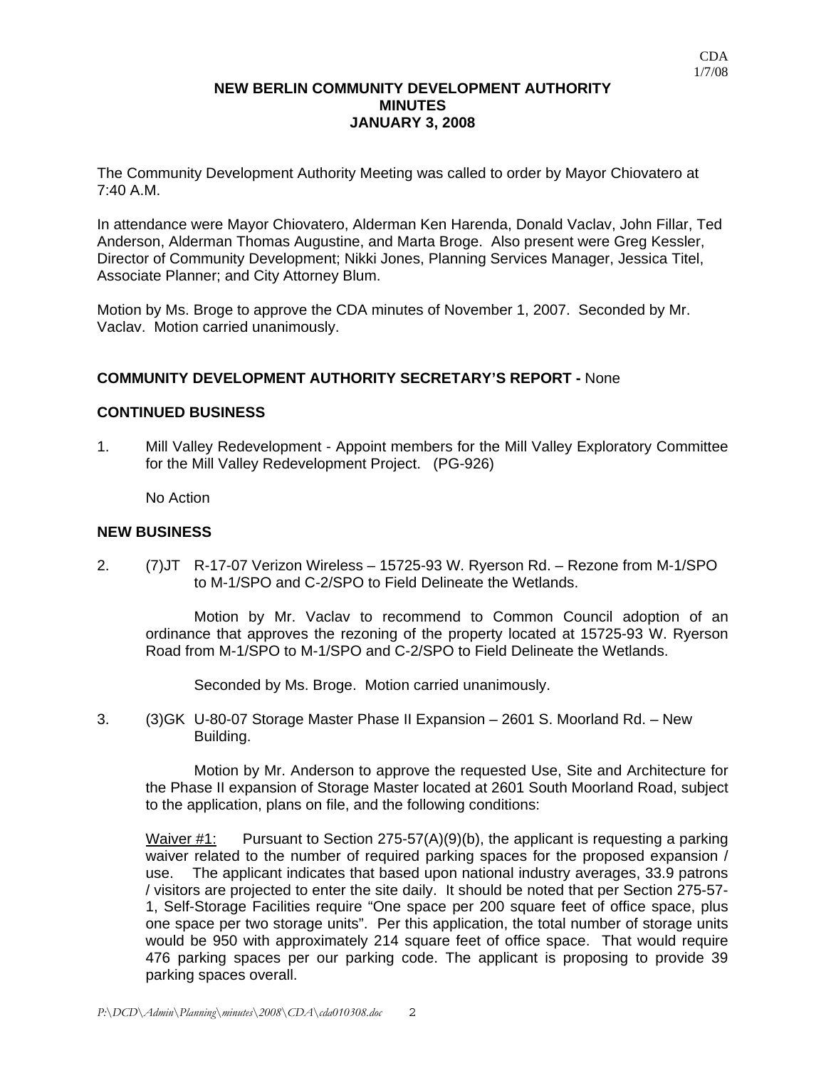**NEW BERLIN COMMUNITY DEVELOPMENT AUTHORITY**
**MINUTES**
**JANUARY 3, 2008**

The Community Development Authority Meeting was called to order by Mayor Chiovatero at 7:40 A.M.

In attendance were Mayor Chiovatero, Alderman Ken Harenda, Donald Vaclav, John Fillar, Ted Anderson, Alderman Thomas Augustine, and Marta Broge. Also present were Greg Kessler, Director of Community Development; Nikki Jones, Planning Services Manager, Jessica Titel, Associate Planner; and City Attorney Blum.

Motion by Ms. Broge to approve the CDA minutes of November 1, 2007. Seconded by Mr. Vaclav. Motion carried unanimously.

**COMMUNITY DEVELOPMENT AUTHORITY SECRETARY'S REPORT -** None

**CONTINUED BUSINESS**

1. Mill Valley Redevelopment - Appoint members for the Mill Valley Exploratory Committee for the Mill Valley Redevelopment Project. (PG-926)

   No Action

**NEW BUSINESS**

2. (7)JT R-17-07 Verizon Wireless – 15725-93 W. Ryerson Rd. – Rezone from M-1/SPO to M-1/SPO and C-2/SPO to Field Delineate the Wetlands.

   Motion by Mr. Vaclav to recommend to Common Council adoption of an ordinance that approves the rezoning of the property located at 15725-93 W. Ryerson Road from M-1/SPO to M-1/SPO and C-2/SPO to Field Delineate the Wetlands.

   Seconded by Ms. Broge. Motion carried unanimously.

3. (3)GK U-80-07 Storage Master Phase II Expansion – 2601 S. Moorland Rd. – New Building.

   Motion by Mr. Anderson to approve the requested Use, Site and Architecture for the Phase II expansion of Storage Master located at 2601 South Moorland Road, subject to the application, plans on file, and the following conditions:

   Waiver #1: Pursuant to Section 275-57(A)(9)(b), the applicant is requesting a parking waiver related to the number of required parking spaces for the proposed expansion / use. The applicant indicates that based upon national industry averages, 33.9 patrons / visitors are projected to enter the site daily. It should be noted that per Section 275-57-1, Self-Storage Facilities require "One space per 200 square feet of office space, plus one space per two storage units". Per this application, the total number of storage units would be 950 with approximately 214 square feet of office space. That would require 476 parking spaces per our parking code. The applicant is proposing to provide 39 parking spaces overall.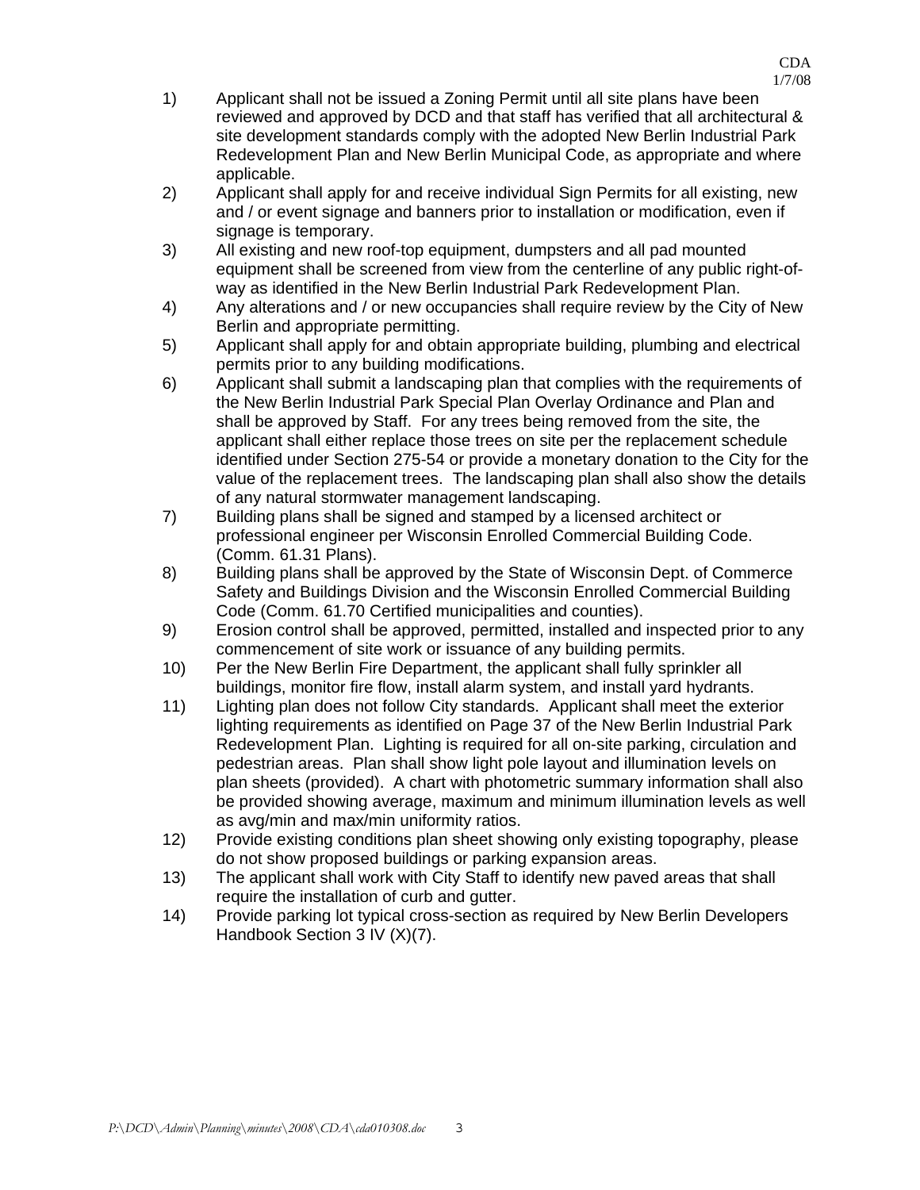1) Applicant shall not be issued a Zoning Permit until all site plans have been reviewed and approved by DCD and that staff has verified that all architectural & site development standards comply with the adopted New Berlin Industrial Park Redevelopment Plan and New Berlin Municipal Code, as appropriate and where applicable.
2) Applicant shall apply for and receive individual Sign Permits for all existing, new and / or event signage and banners prior to installation or modification, even if signage is temporary.
3) All existing and new roof-top equipment, dumpsters and all pad mounted equipment shall be screened from view from the centerline of any public right-of-way as identified in the New Berlin Industrial Park Redevelopment Plan.
4) Any alterations and / or new occupancies shall require review by the City of New Berlin and appropriate permitting.
5) Applicant shall apply for and obtain appropriate building, plumbing and electrical permits prior to any building modifications.
6) Applicant shall submit a landscaping plan that complies with the requirements of the New Berlin Industrial Park Special Plan Overlay Ordinance and Plan and shall be approved by Staff. For any trees being removed from the site, the applicant shall either replace those trees on site per the replacement schedule identified under Section 275-54 or provide a monetary donation to the City for the value of the replacement trees. The landscaping plan shall also show the details of any natural stormwater management landscaping.
7) Building plans shall be signed and stamped by a licensed architect or professional engineer per Wisconsin Enrolled Commercial Building Code. (Comm. 61.31 Plans).
8) Building plans shall be approved by the State of Wisconsin Dept. of Commerce Safety and Buildings Division and the Wisconsin Enrolled Commercial Building Code (Comm. 61.70 Certified municipalities and counties).
9) Erosion control shall be approved, permitted, installed and inspected prior to any commencement of site work or issuance of any building permits.
10) Per the New Berlin Fire Department, the applicant shall fully sprinkler all buildings, monitor fire flow, install alarm system, and install yard hydrants.
11) Lighting plan does not follow City standards. Applicant shall meet the exterior lighting requirements as identified on Page 37 of the New Berlin Industrial Park Redevelopment Plan. Lighting is required for all on-site parking, circulation and pedestrian areas. Plan shall show light pole layout and illumination levels on plan sheets (provided). A chart with photometric summary information shall also be provided showing average, maximum and minimum illumination levels as well as avg/min and max/min uniformity ratios.
12) Provide existing conditions plan sheet showing only existing topography, please do not show proposed buildings or parking expansion areas.
13) The applicant shall work with City Staff to identify new paved areas that shall require the installation of curb and gutter.
14) Provide parking lot typical cross-section as required by New Berlin Developers Handbook Section 3 IV (X)(7).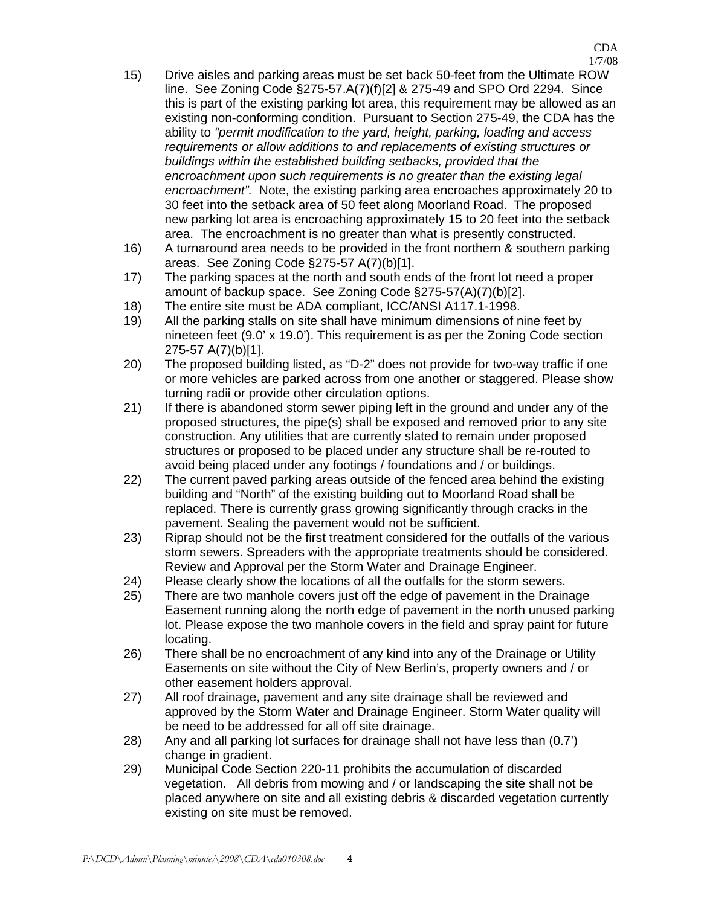15) Drive aisles and parking areas must be set back 50-feet from the Ultimate ROW line. See Zoning Code §275-57.A(7)(f)[2] & 275-49 and SPO Ord 2294. Since this is part of the existing parking lot area, this requirement may be allowed as an existing non-conforming condition. Pursuant to Section 275-49, the CDA has the ability to *"permit modification to the yard, height, parking, loading and access requirements or allow additions to and replacements of existing structures or buildings within the established building setbacks, provided that the encroachment upon such requirements is no greater than the existing legal encroachment".* Note, the existing parking area encroaches approximately 20 to 30 feet into the setback area of 50 feet along Moorland Road. The proposed new parking lot area is encroaching approximately 15 to 20 feet into the setback area. The encroachment is no greater than what is presently constructed.
16) A turnaround area needs to be provided in the front northern & southern parking areas. See Zoning Code §275-57 A(7)(b)[1].
17) The parking spaces at the north and south ends of the front lot need a proper amount of backup space. See Zoning Code §275-57(A)(7)(b)[2].
18) The entire site must be ADA compliant, ICC/ANSI A117.1-1998.
19) All the parking stalls on site shall have minimum dimensions of nine feet by nineteen feet (9.0' x 19.0'). This requirement is as per the Zoning Code section 275-57 A(7)(b)[1].
20) The proposed building listed, as "D-2" does not provide for two-way traffic if one or more vehicles are parked across from one another or staggered. Please show turning radii or provide other circulation options.
21) If there is abandoned storm sewer piping left in the ground and under any of the proposed structures, the pipe(s) shall be exposed and removed prior to any site construction. Any utilities that are currently slated to remain under proposed structures or proposed to be placed under any structure shall be re-routed to avoid being placed under any footings / foundations and / or buildings.
22) The current paved parking areas outside of the fenced area behind the existing building and "North" of the existing building out to Moorland Road shall be replaced. There is currently grass growing significantly through cracks in the pavement. Sealing the pavement would not be sufficient.
23) Riprap should not be the first treatment considered for the outfalls of the various storm sewers. Spreaders with the appropriate treatments should be considered. Review and Approval per the Storm Water and Drainage Engineer.
24) Please clearly show the locations of all the outfalls for the storm sewers.
25) There are two manhole covers just off the edge of pavement in the Drainage Easement running along the north edge of pavement in the north unused parking lot. Please expose the two manhole covers in the field and spray paint for future locating.
26) There shall be no encroachment of any kind into any of the Drainage or Utility Easements on site without the City of New Berlin's, property owners and / or other easement holders approval.
27) All roof drainage, pavement and any site drainage shall be reviewed and approved by the Storm Water and Drainage Engineer. Storm Water quality will be need to be addressed for all off site drainage.
28) Any and all parking lot surfaces for drainage shall not have less than (0.7') change in gradient.
29) Municipal Code Section 220-11 prohibits the accumulation of discarded vegetation. All debris from mowing and / or landscaping the site shall not be placed anywhere on site and all existing debris & discarded vegetation currently existing on site must be removed.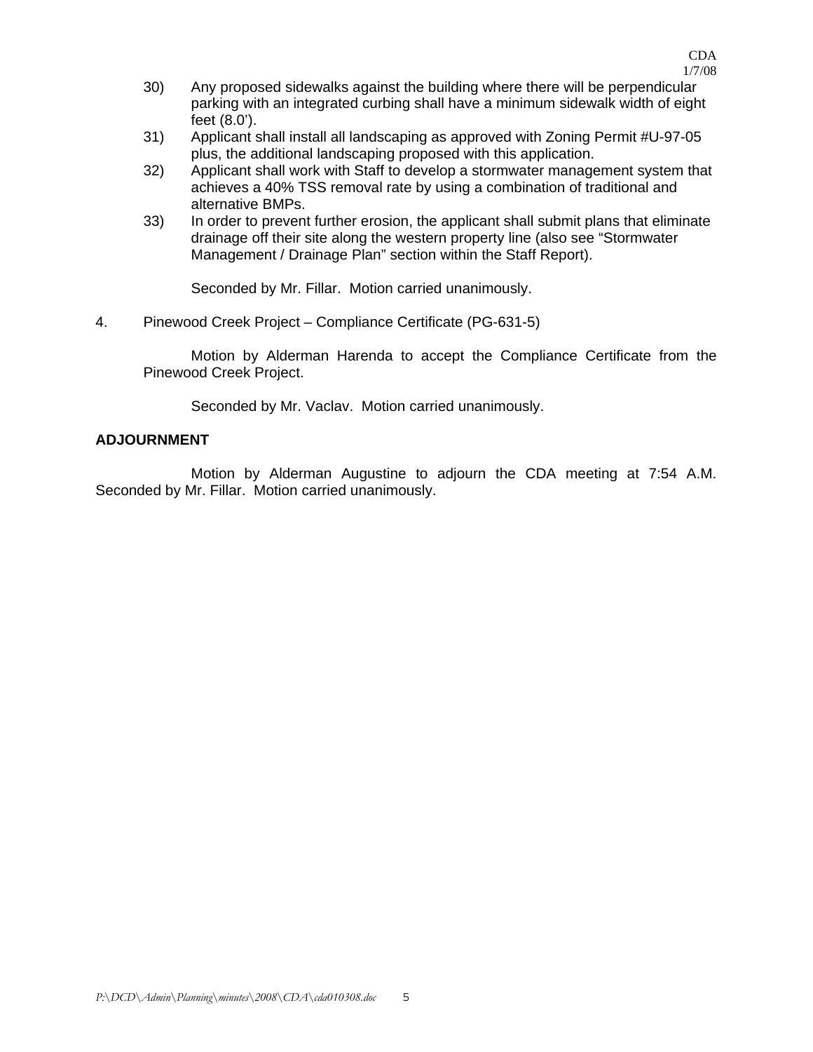30) Any proposed sidewalks against the building where there will be perpendicular parking with an integrated curbing shall have a minimum sidewalk width of eight feet (8.0').

31) Applicant shall install all landscaping as approved with Zoning Permit #U-97-05 plus, the additional landscaping proposed with this application.

32) Applicant shall work with Staff to develop a stormwater management system that achieves a 40% TSS removal rate by using a combination of traditional and alternative BMPs.

33) In order to prevent further erosion, the applicant shall submit plans that eliminate drainage off their site along the western property line (also see "Stormwater Management / Drainage Plan" section within the Staff Report).

Seconded by Mr. Fillar. Motion carried unanimously.

4. Pinewood Creek Project – Compliance Certificate (PG-631-5)

Motion by Alderman Harenda to accept the Compliance Certificate from the Pinewood Creek Project.

Seconded by Mr. Vaclav. Motion carried unanimously.

**ADJOURNMENT**

Motion by Alderman Augustine to adjourn the CDA meeting at 7:54 A.M. Seconded by Mr. Fillar. Motion carried unanimously.